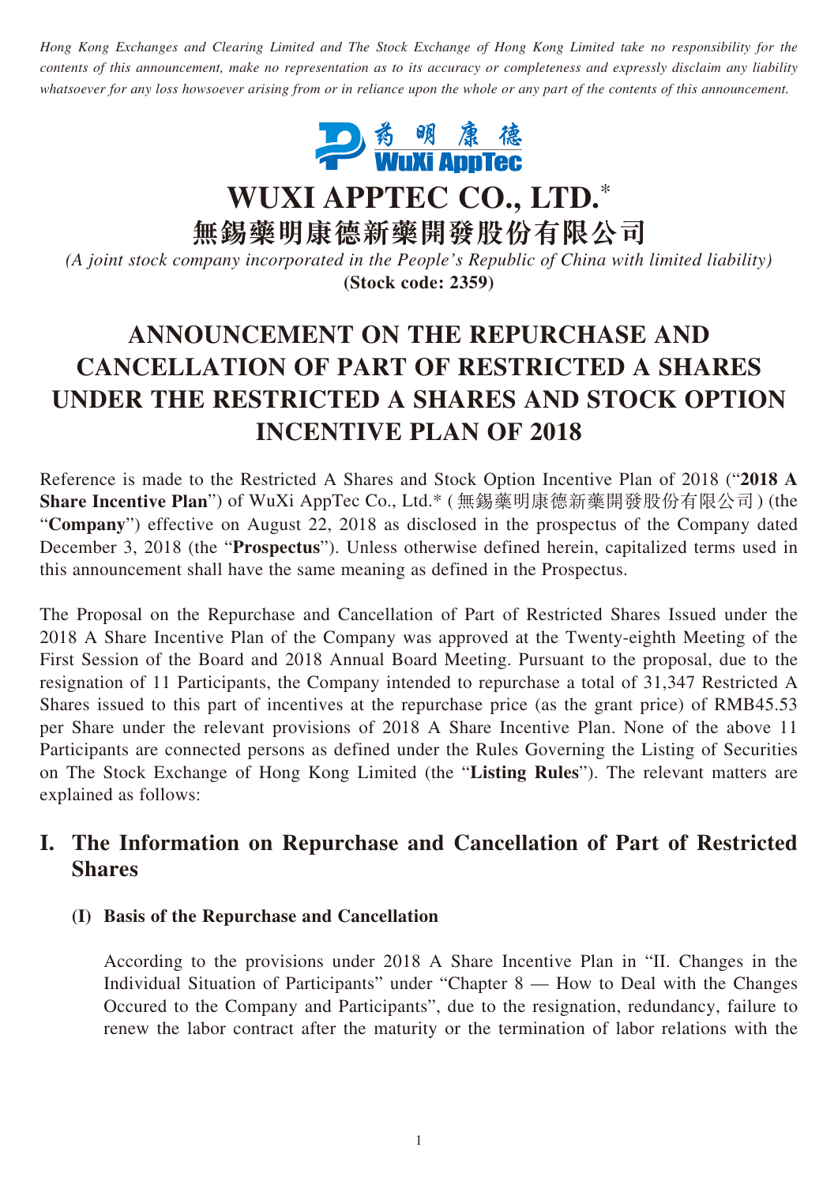*Hong Kong Exchanges and Clearing Limited and The Stock Exchange of Hong Kong Limited take no responsibility for the contents of this announcement, make no representation as to its accuracy or completeness and expressly disclaim any liability whatsoever for any loss howsoever arising from or in reliance upon the whole or any part of the contents of this announcement.*

# WUXI APPTEC CO., LTD.*
# 無錫藥明康德新藥開發股份有限公司

*(A joint stock company incorporated in the People's Republic of China with limited liability)*
**(Stock code: 2359)**

# ANNOUNCEMENT ON THE REPURCHASE AND CANCELLATION OF PART OF RESTRICTED A SHARES UNDER THE RESTRICTED A SHARES AND STOCK OPTION INCENTIVE PLAN OF 2018

Reference is made to the Restricted A Shares and Stock Option Incentive Plan of 2018 ("**2018 A Share Incentive Plan**") of WuXi AppTec Co., Ltd.* (無錫藥明康德新藥開發股份有限公司) (the "**Company**") effective on August 22, 2018 as disclosed in the prospectus of the Company dated December 3, 2018 (the "**Prospectus**"). Unless otherwise defined herein, capitalized terms used in this announcement shall have the same meaning as defined in the Prospectus.

The Proposal on the Repurchase and Cancellation of Part of Restricted Shares Issued under the 2018 A Share Incentive Plan of the Company was approved at the Twenty-eighth Meeting of the First Session of the Board and 2018 Annual Board Meeting. Pursuant to the proposal, due to the resignation of 11 Participants, the Company intended to repurchase a total of 31,347 Restricted A Shares issued to this part of incentives at the repurchase price (as the grant price) of RMB45.53 per Share under the relevant provisions of 2018 A Share Incentive Plan. None of the above 11 Participants are connected persons as defined under the Rules Governing the Listing of Securities on The Stock Exchange of Hong Kong Limited (the "**Listing Rules**"). The relevant matters are explained as follows:

## I. The Information on Repurchase and Cancellation of Part of Restricted Shares

### (I) Basis of the Repurchase and Cancellation

According to the provisions under 2018 A Share Incentive Plan in "II. Changes in the Individual Situation of Participants" under "Chapter 8 — How to Deal with the Changes Occured to the Company and Participants", due to the resignation, redundancy, failure to renew the labor contract after the maturity or the termination of labor relations with the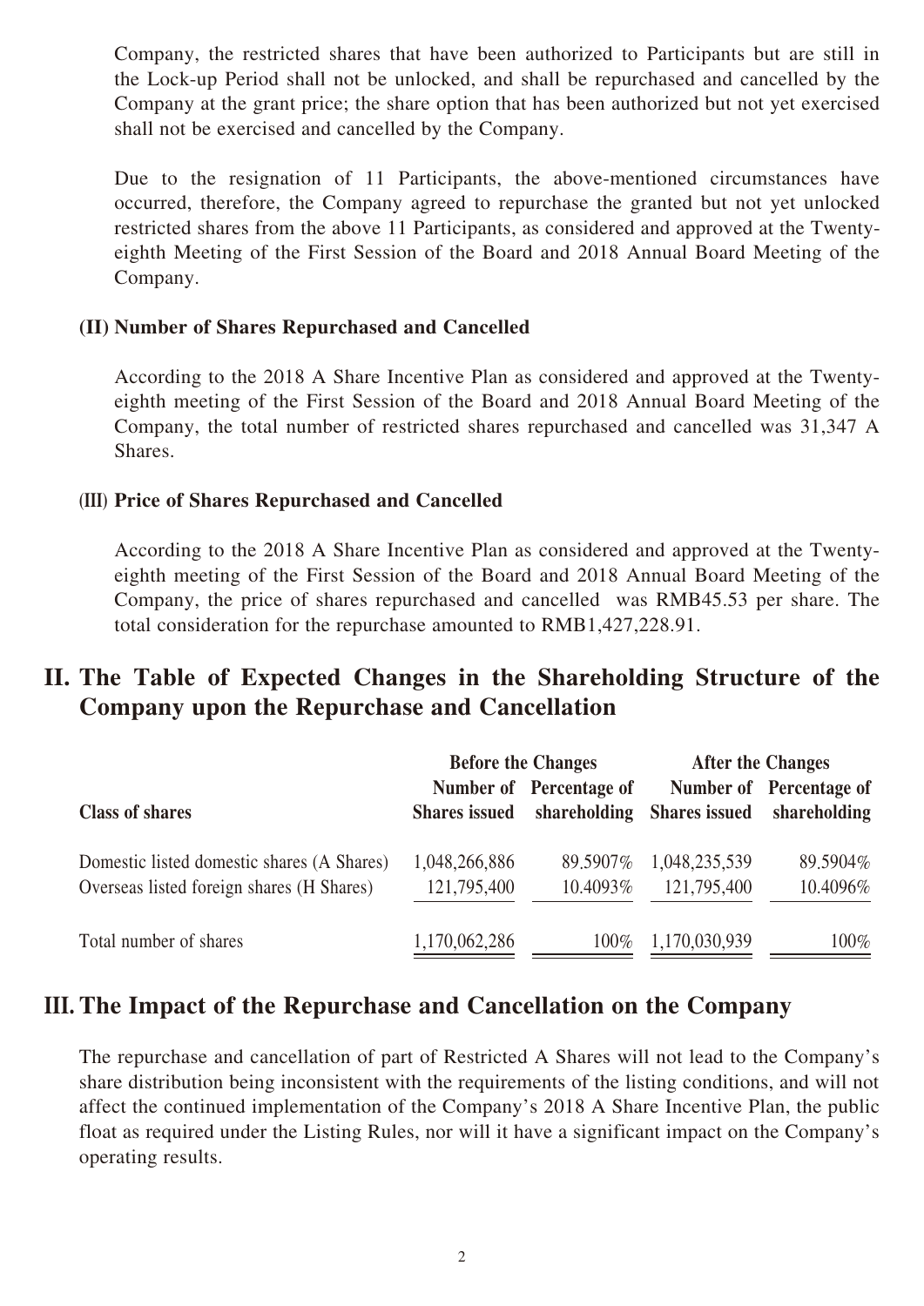Company, the restricted shares that have been authorized to Participants but are still in the Lock-up Period shall not be unlocked, and shall be repurchased and cancelled by the Company at the grant price; the share option that has been authorized but not yet exercised shall not be exercised and cancelled by the Company.

Due to the resignation of 11 Participants, the above-mentioned circumstances have occurred, therefore, the Company agreed to repurchase the granted but not yet unlocked restricted shares from the above 11 Participants, as considered and approved at the Twenty-eighth Meeting of the First Session of the Board and 2018 Annual Board Meeting of the Company.

### (II) Number of Shares Repurchased and Cancelled

According to the 2018 A Share Incentive Plan as considered and approved at the Twenty-eighth meeting of the First Session of the Board and 2018 Annual Board Meeting of the Company, the total number of restricted shares repurchased and cancelled was 31,347 A Shares.

### (III) Price of Shares Repurchased and Cancelled

According to the 2018 A Share Incentive Plan as considered and approved at the Twenty-eighth meeting of the First Session of the Board and 2018 Annual Board Meeting of the Company, the price of shares repurchased and cancelled was RMB45.53 per share. The total consideration for the repurchase amounted to RMB1,427,228.91.

## II. The Table of Expected Changes in the Shareholding Structure of the Company upon the Repurchase and Cancellation

| Class of shares | Before the Changes | | After the Changes | |
|---|---|---|---|---|
| | Number of Shares issued | Percentage of shareholding | Number of Shares issued | Percentage of shareholding |
| Domestic listed domestic shares (A Shares) | 1,048,266,886 | 89.5907% | 1,048,235,539 | 89.5904% |
| Overseas listed foreign shares (H Shares) | 121,795,400 | 10.4093% | 121,795,400 | 10.4096% |
| Total number of shares | 1,170,062,286 | 100% | 1,170,030,939 | 100% |

## III. The Impact of the Repurchase and Cancellation on the Company

The repurchase and cancellation of part of Restricted A Shares will not lead to the Company's share distribution being inconsistent with the requirements of the listing conditions, and will not affect the continued implementation of the Company's 2018 A Share Incentive Plan, the public float as required under the Listing Rules, nor will it have a significant impact on the Company's operating results.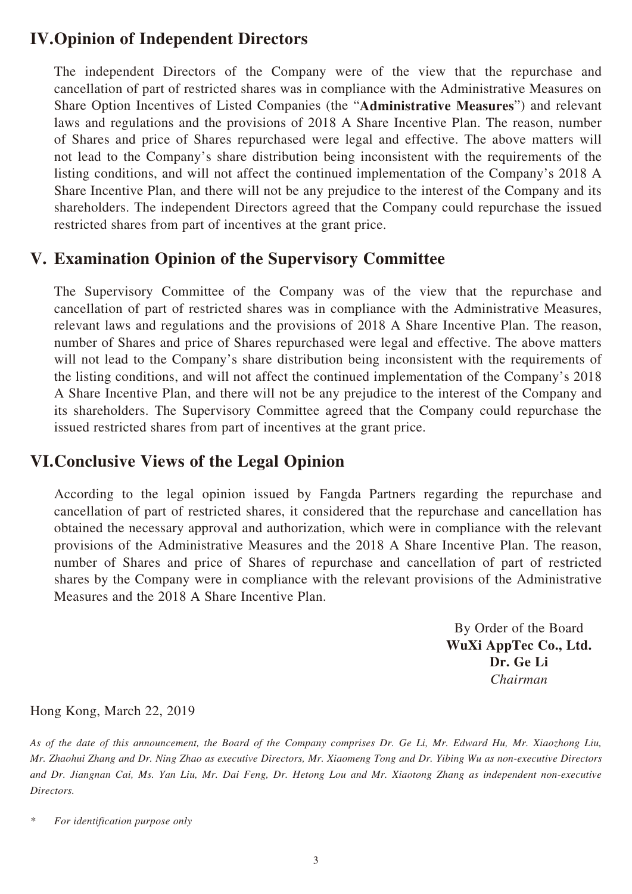## IV. Opinion of Independent Directors

The independent Directors of the Company were of the view that the repurchase and cancellation of part of restricted shares was in compliance with the Administrative Measures on Share Option Incentives of Listed Companies (the "**Administrative Measures**") and relevant laws and regulations and the provisions of 2018 A Share Incentive Plan. The reason, number of Shares and price of Shares repurchased were legal and effective. The above matters will not lead to the Company's share distribution being inconsistent with the requirements of the listing conditions, and will not affect the continued implementation of the Company's 2018 A Share Incentive Plan, and there will not be any prejudice to the interest of the Company and its shareholders. The independent Directors agreed that the Company could repurchase the issued restricted shares from part of incentives at the grant price.

## V. Examination Opinion of the Supervisory Committee

The Supervisory Committee of the Company was of the view that the repurchase and cancellation of part of restricted shares was in compliance with the Administrative Measures, relevant laws and regulations and the provisions of 2018 A Share Incentive Plan. The reason, number of Shares and price of Shares repurchased were legal and effective. The above matters will not lead to the Company's share distribution being inconsistent with the requirements of the listing conditions, and will not affect the continued implementation of the Company's 2018 A Share Incentive Plan, and there will not be any prejudice to the interest of the Company and its shareholders. The Supervisory Committee agreed that the Company could repurchase the issued restricted shares from part of incentives at the grant price.

## VI. Conclusive Views of the Legal Opinion

According to the legal opinion issued by Fangda Partners regarding the repurchase and cancellation of part of restricted shares, it considered that the repurchase and cancellation has obtained the necessary approval and authorization, which were in compliance with the relevant provisions of the Administrative Measures and the 2018 A Share Incentive Plan. The reason, number of Shares and price of Shares of repurchase and cancellation of part of restricted shares by the Company were in compliance with the relevant provisions of the Administrative Measures and the 2018 A Share Incentive Plan.

By Order of the Board
**WuXi AppTec Co., Ltd.**
**Dr. Ge Li**
*Chairman*

Hong Kong, March 22, 2019

*As of the date of this announcement, the Board of the Company comprises Dr. Ge Li, Mr. Edward Hu, Mr. Xiaozhong Liu, Mr. Zhaohui Zhang and Dr. Ning Zhao as executive Directors, Mr. Xiaomeng Tong and Dr. Yibing Wu as non-executive Directors and Dr. Jiangnan Cai, Ms. Yan Liu, Mr. Dai Feng, Dr. Hetong Lou and Mr. Xiaotong Zhang as independent non-executive Directors.*

\* *For identification purpose only*